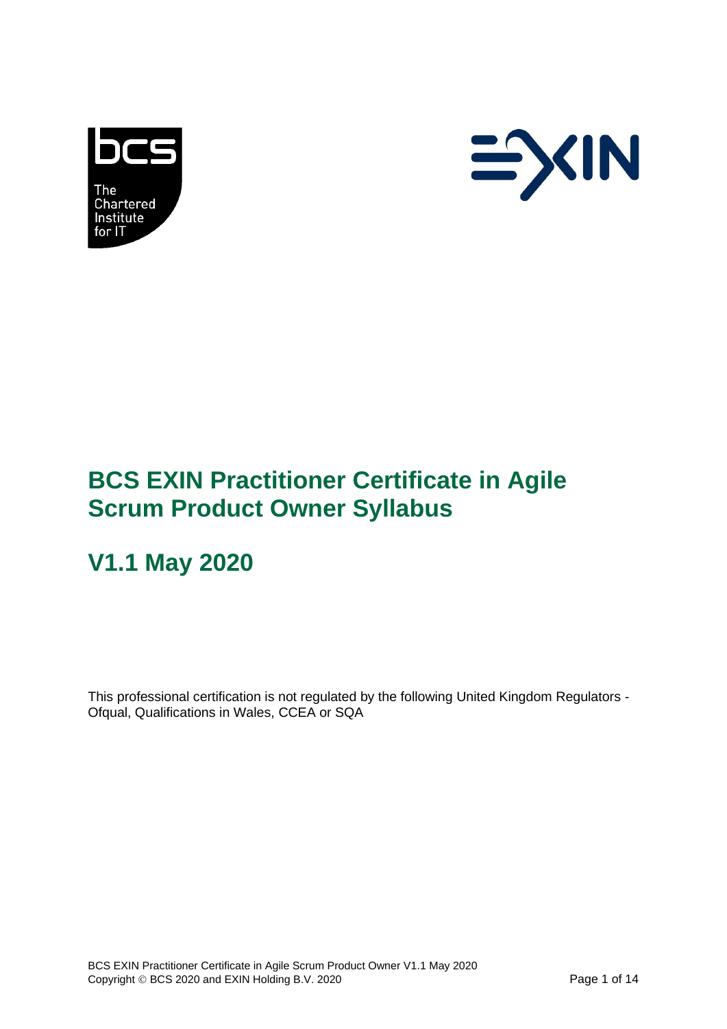# BCS EXIN Practitioner Certificate in Agile Scrum Product Owner Syllabus

## V1.1 May 2020

This professional certification is not regulated by the following United Kingdom Regulators - Ofqual, Qualifications in Wales, CCEA or SQA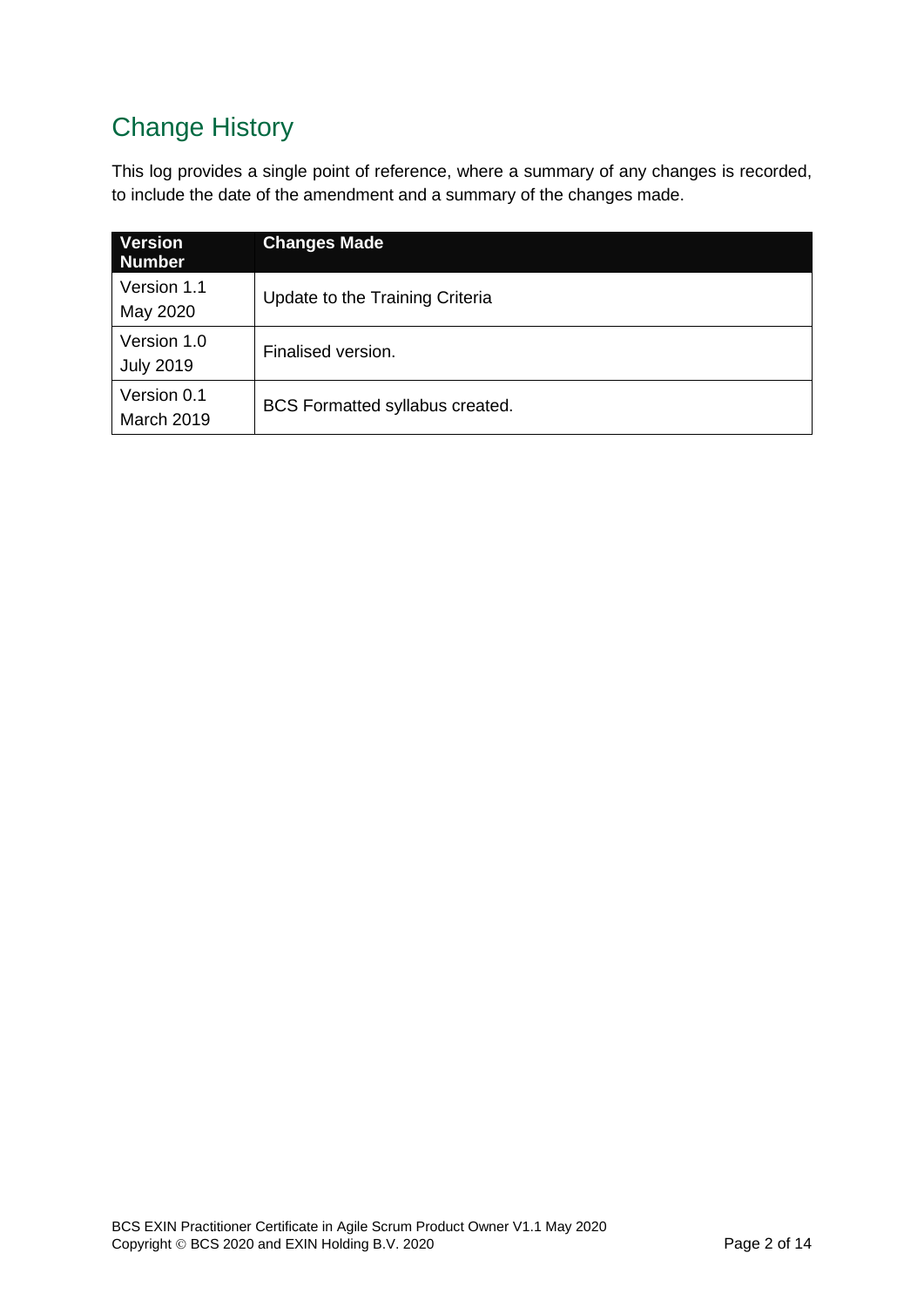## Change History

This log provides a single point of reference, where a summary of any changes is recorded, to include the date of the amendment and a summary of the changes made.

| Version Number | Changes Made |
| --- | --- |
| Version 1.1 May 2020 | Update to the Training Criteria |
| Version 1.0 July 2019 | Finalised version. |
| Version 0.1 March 2019 | BCS Formatted syllabus created. |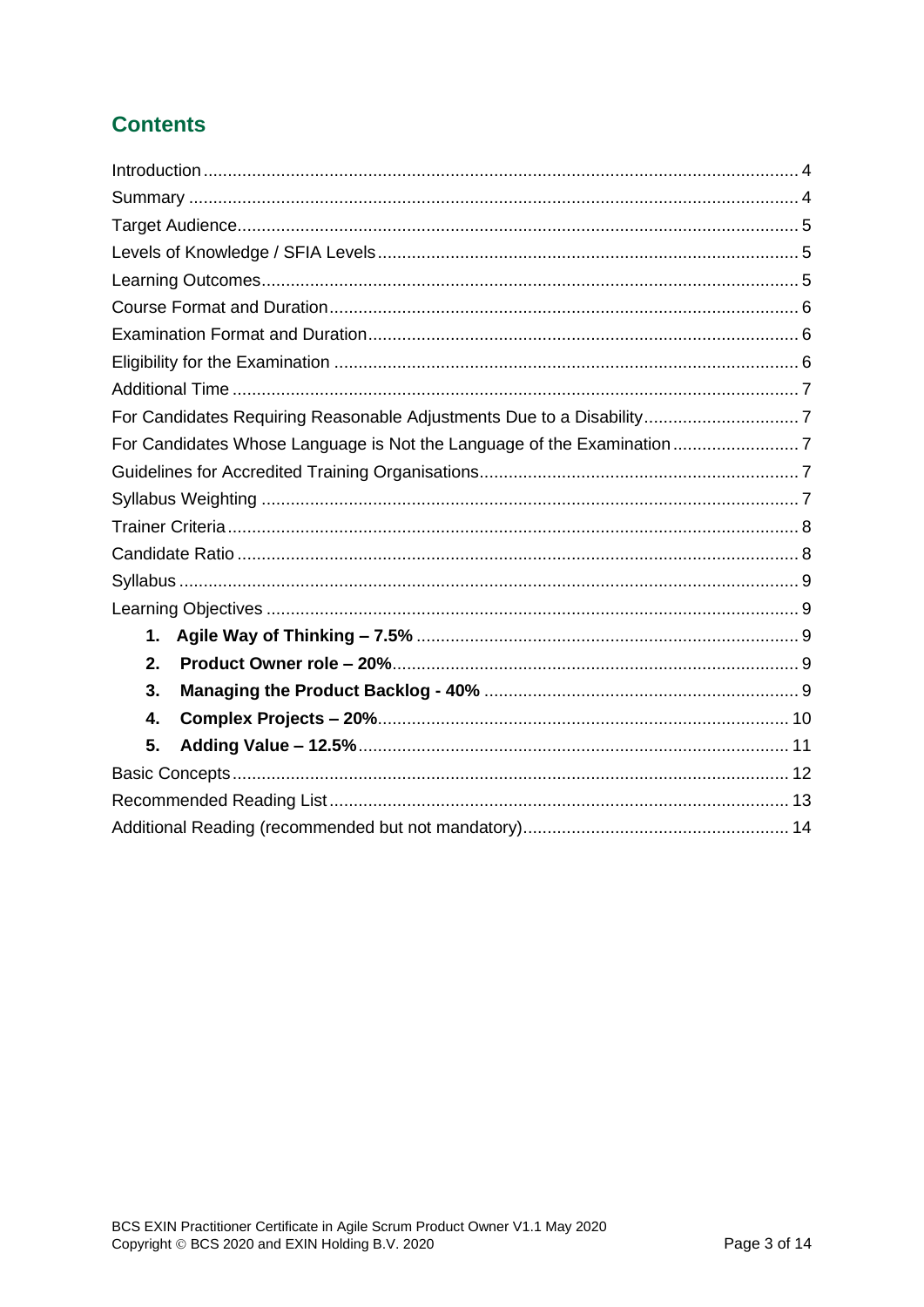## Contents

Introduction .......... 4
Summary .......... 4
Target Audience .......... 5
Levels of Knowledge / SFIA Levels .......... 5
Learning Outcomes .......... 5
Course Format and Duration .......... 6
Examination Format and Duration .......... 6
Eligibility for the Examination .......... 6
Additional Time .......... 7
For Candidates Requiring Reasonable Adjustments Due to a Disability .......... 7
For Candidates Whose Language is Not the Language of the Examination .......... 7
Guidelines for Accredited Training Organisations .......... 7
Syllabus Weighting .......... 7
Trainer Criteria .......... 8
Candidate Ratio .......... 8
Syllabus .......... 9
Learning Objectives .......... 9

1. **Agile Way of Thinking – 7.5%** .......... 9
2. **Product Owner role – 20%** .......... 9
3. **Managing the Product Backlog - 40%** .......... 9
4. **Complex Projects – 20%** .......... 10
5. **Adding Value – 12.5%** .......... 11

Basic Concepts .......... 12
Recommended Reading List .......... 13
Additional Reading (recommended but not mandatory) .......... 14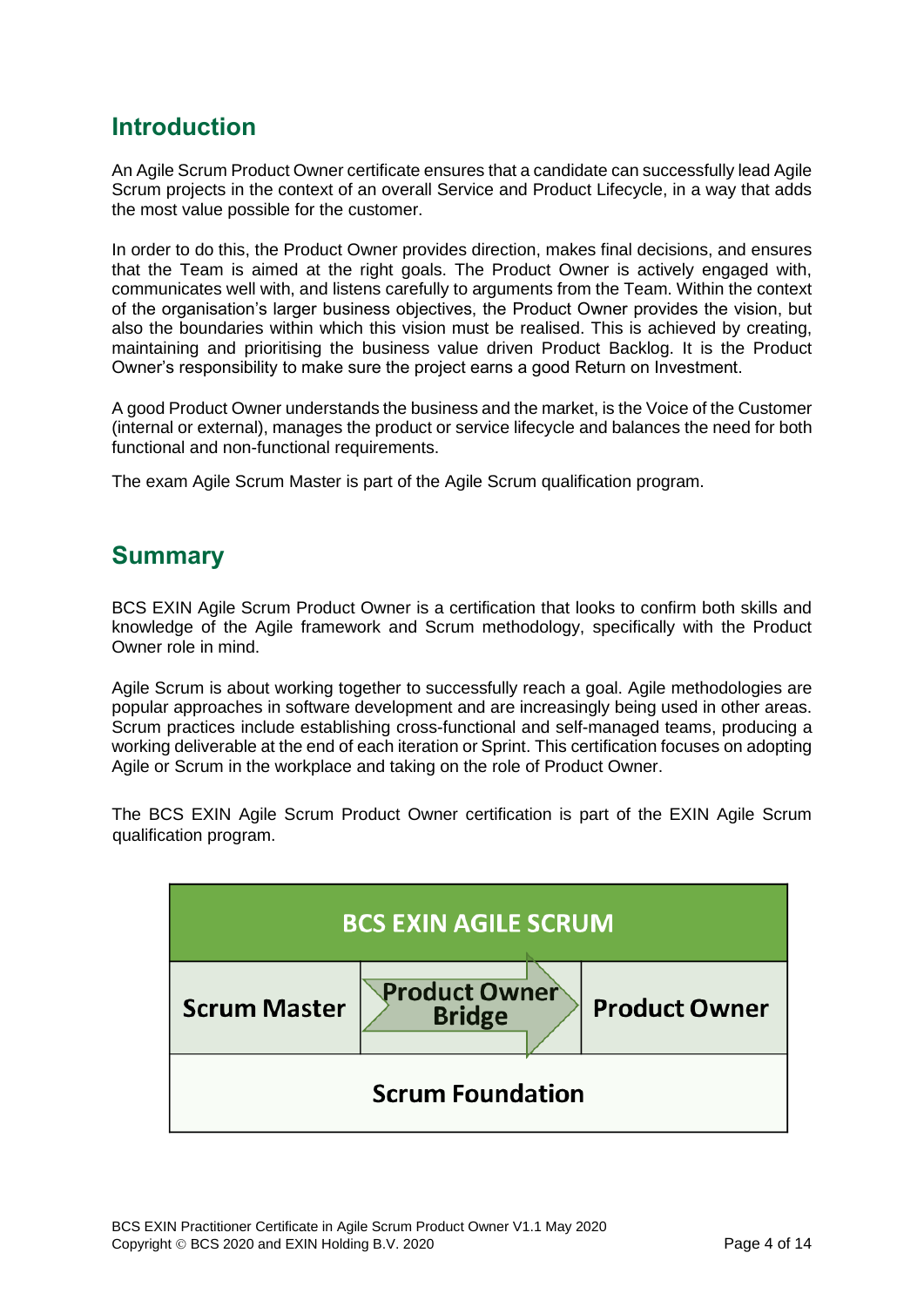## Introduction

An Agile Scrum Product Owner certificate ensures that a candidate can successfully lead Agile Scrum projects in the context of an overall Service and Product Lifecycle, in a way that adds the most value possible for the customer.

In order to do this, the Product Owner provides direction, makes final decisions, and ensures that the Team is aimed at the right goals. The Product Owner is actively engaged with, communicates well with, and listens carefully to arguments from the Team. Within the context of the organisation's larger business objectives, the Product Owner provides the vision, but also the boundaries within which this vision must be realised. This is achieved by creating, maintaining and prioritising the business value driven Product Backlog. It is the Product Owner's responsibility to make sure the project earns a good Return on Investment.

A good Product Owner understands the business and the market, is the Voice of the Customer (internal or external), manages the product or service lifecycle and balances the need for both functional and non-functional requirements.

The exam Agile Scrum Master is part of the Agile Scrum qualification program.

## Summary

BCS EXIN Agile Scrum Product Owner is a certification that looks to confirm both skills and knowledge of the Agile framework and Scrum methodology, specifically with the Product Owner role in mind.

Agile Scrum is about working together to successfully reach a goal. Agile methodologies are popular approaches in software development and are increasingly being used in other areas. Scrum practices include establishing cross-functional and self-managed teams, producing a working deliverable at the end of each iteration or Sprint. This certification focuses on adopting Agile or Scrum in the workplace and taking on the role of Product Owner.

The BCS EXIN Agile Scrum Product Owner certification is part of the EXIN Agile Scrum qualification program.

| BCS EXIN AGILE SCRUM | | |
|---|---|---|
| Scrum Master | Product Owner Bridge | Product Owner |
| Scrum Foundation | | |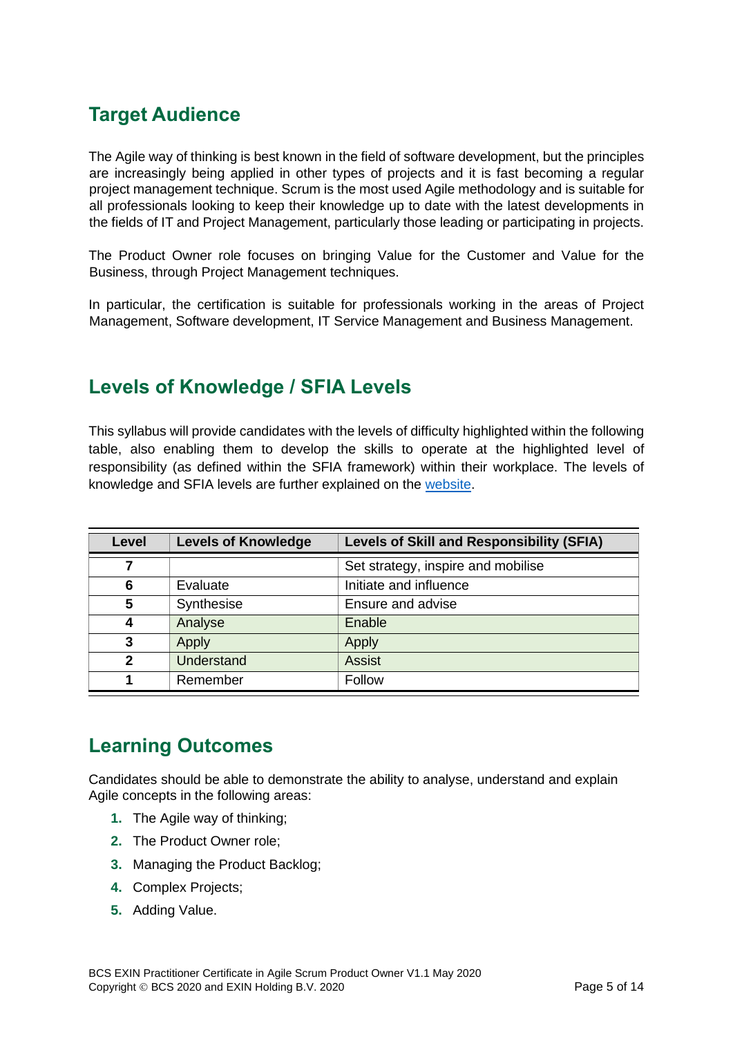## Target Audience

The Agile way of thinking is best known in the field of software development, but the principles are increasingly being applied in other types of projects and it is fast becoming a regular project management technique. Scrum is the most used Agile methodology and is suitable for all professionals looking to keep their knowledge up to date with the latest developments in the fields of IT and Project Management, particularly those leading or participating in projects.

The Product Owner role focuses on bringing Value for the Customer and Value for the Business, through Project Management techniques.

In particular, the certification is suitable for professionals working in the areas of Project Management, Software development, IT Service Management and Business Management.

## Levels of Knowledge / SFIA Levels

This syllabus will provide candidates with the levels of difficulty highlighted within the following table, also enabling them to develop the skills to operate at the highlighted level of responsibility (as defined within the SFIA framework) within their workplace. The levels of knowledge and SFIA levels are further explained on the website.

| Level | Levels of Knowledge | Levels of Skill and Responsibility (SFIA) |
|---|---|---|
| 7 | | Set strategy, inspire and mobilise |
| 6 | Evaluate | Initiate and influence |
| 5 | Synthesise | Ensure and advise |
| 4 | Analyse | Enable |
| 3 | Apply | Apply |
| 2 | Understand | Assist |
| 1 | Remember | Follow |

## Learning Outcomes

Candidates should be able to demonstrate the ability to analyse, understand and explain Agile concepts in the following areas:

1. The Agile way of thinking;
2. The Product Owner role;
3. Managing the Product Backlog;
4. Complex Projects;
5. Adding Value.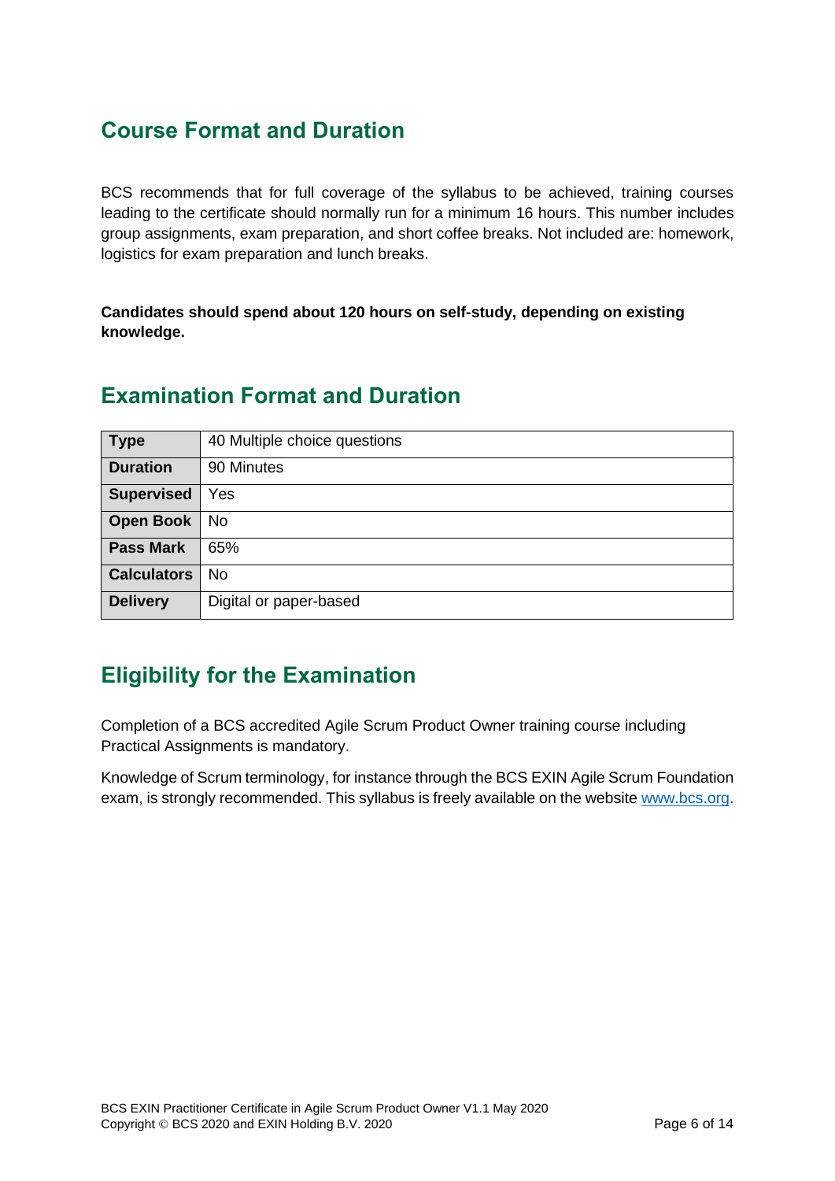## Course Format and Duration

BCS recommends that for full coverage of the syllabus to be achieved, training courses leading to the certificate should normally run for a minimum 16 hours. This number includes group assignments, exam preparation, and short coffee breaks. Not included are: homework, logistics for exam preparation and lunch breaks.

**Candidates should spend about 120 hours on self-study, depending on existing knowledge.**

## Examination Format and Duration

| **Type** | 40 Multiple choice questions |
|---|---|
| **Duration** | 90 Minutes |
| **Supervised** | Yes |
| **Open Book** | No |
| **Pass Mark** | 65% |
| **Calculators** | No |
| **Delivery** | Digital or paper-based |

## Eligibility for the Examination

Completion of a BCS accredited Agile Scrum Product Owner training course including Practical Assignments is mandatory.

Knowledge of Scrum terminology, for instance through the BCS EXIN Agile Scrum Foundation exam, is strongly recommended. This syllabus is freely available on the website www.bcs.org.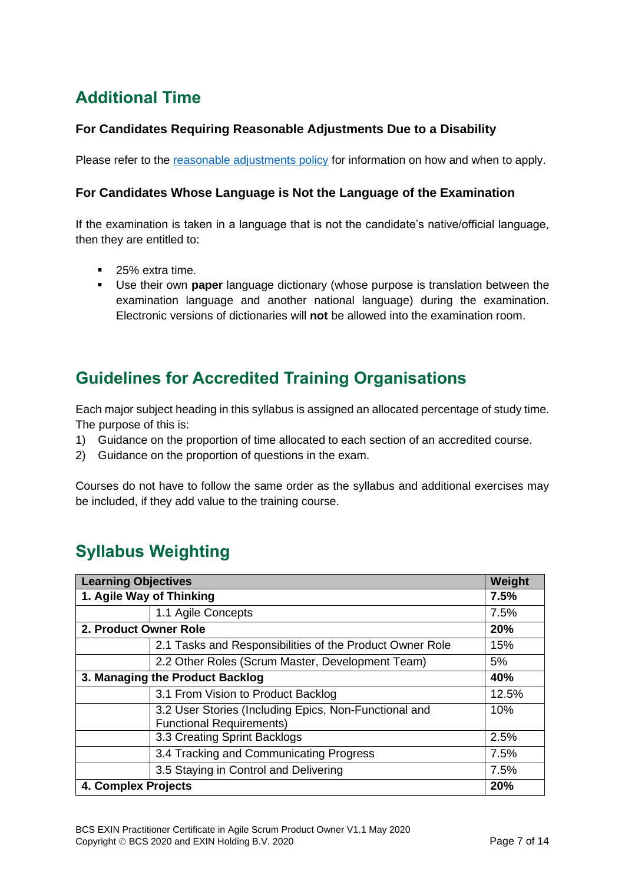## Additional Time

### For Candidates Requiring Reasonable Adjustments Due to a Disability

Please refer to the [reasonable adjustments policy] for information on how and when to apply.

### For Candidates Whose Language is Not the Language of the Examination

If the examination is taken in a language that is not the candidate's native/official language, then they are entitled to:

- 25% extra time.
- Use their own **paper** language dictionary (whose purpose is translation between the examination language and another national language) during the examination. Electronic versions of dictionaries will **not** be allowed into the examination room.

## Guidelines for Accredited Training Organisations

Each major subject heading in this syllabus is assigned an allocated percentage of study time. The purpose of this is:

1) Guidance on the proportion of time allocated to each section of an accredited course.
2) Guidance on the proportion of questions in the exam.

Courses do not have to follow the same order as the syllabus and additional exercises may be included, if they add value to the training course.

## Syllabus Weighting

| **Learning Objectives** | | **Weight** |
|---|---|---|
| **1. Agile Way of Thinking** | | **7.5%** |
| | 1.1 Agile Concepts | 7.5% |
| **2. Product Owner Role** | | **20%** |
| | 2.1 Tasks and Responsibilities of the Product Owner Role | 15% |
| | 2.2 Other Roles (Scrum Master, Development Team) | 5% |
| **3. Managing the Product Backlog** | | **40%** |
| | 3.1 From Vision to Product Backlog | 12.5% |
| | 3.2 User Stories (Including Epics, Non-Functional and Functional Requirements) | 10% |
| | 3.3 Creating Sprint Backlogs | 2.5% |
| | 3.4 Tracking and Communicating Progress | 7.5% |
| | 3.5 Staying in Control and Delivering | 7.5% |
| **4. Complex Projects** | | **20%** |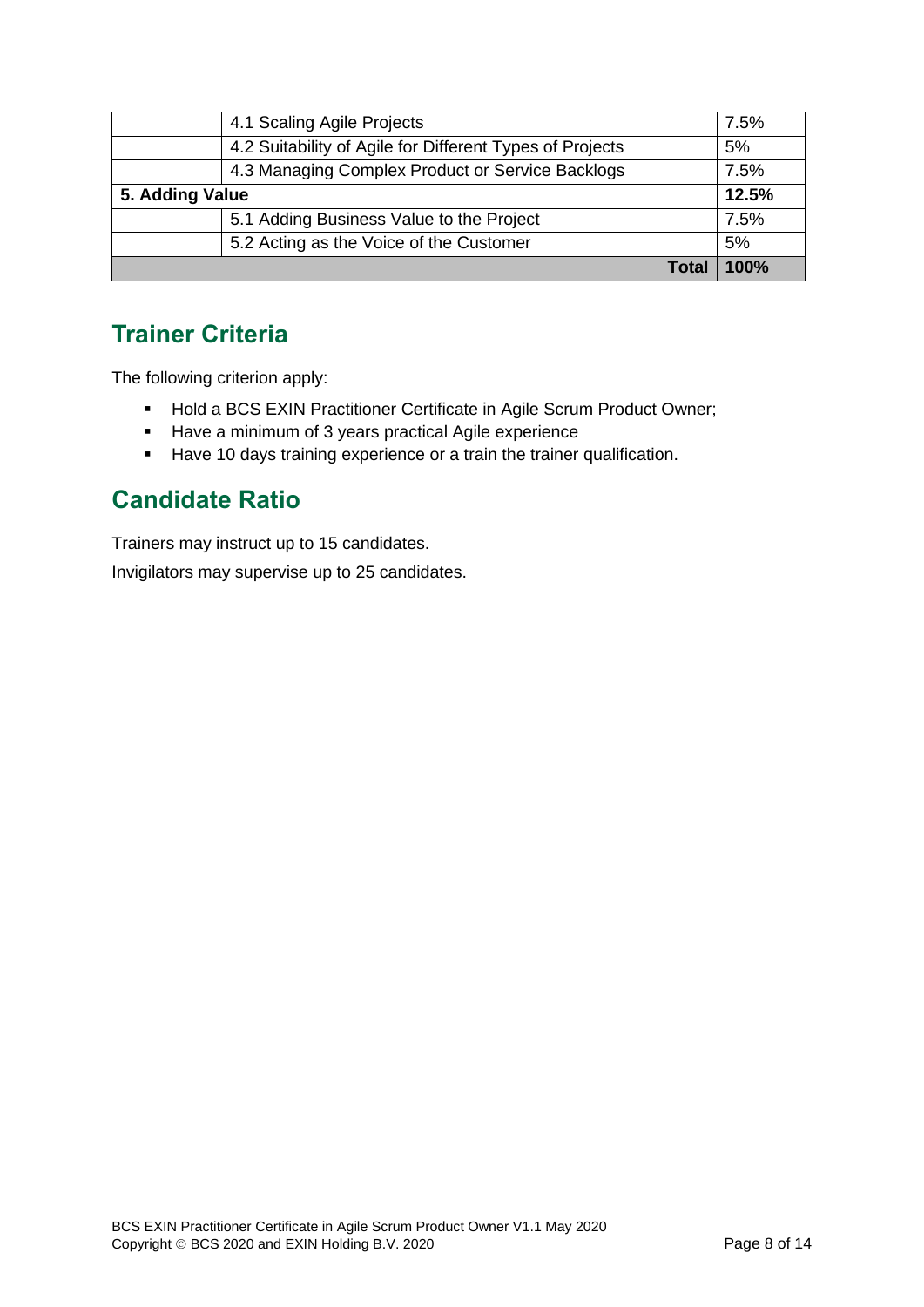| | | |
|---|---|---|
| | 4.1 Scaling Agile Projects | 7.5% |
| | 4.2 Suitability of Agile for Different Types of Projects | 5% |
| | 4.3 Managing Complex Product or Service Backlogs | 7.5% |
| **5. Adding Value** | | **12.5%** |
| | 5.1 Adding Business Value to the Project | 7.5% |
| | 5.2 Acting as the Voice of the Customer | 5% |
| | **Total** | **100%** |

## Trainer Criteria

The following criterion apply:

- Hold a BCS EXIN Practitioner Certificate in Agile Scrum Product Owner;
- Have a minimum of 3 years practical Agile experience
- Have 10 days training experience or a train the trainer qualification.

## Candidate Ratio

Trainers may instruct up to 15 candidates.

Invigilators may supervise up to 25 candidates.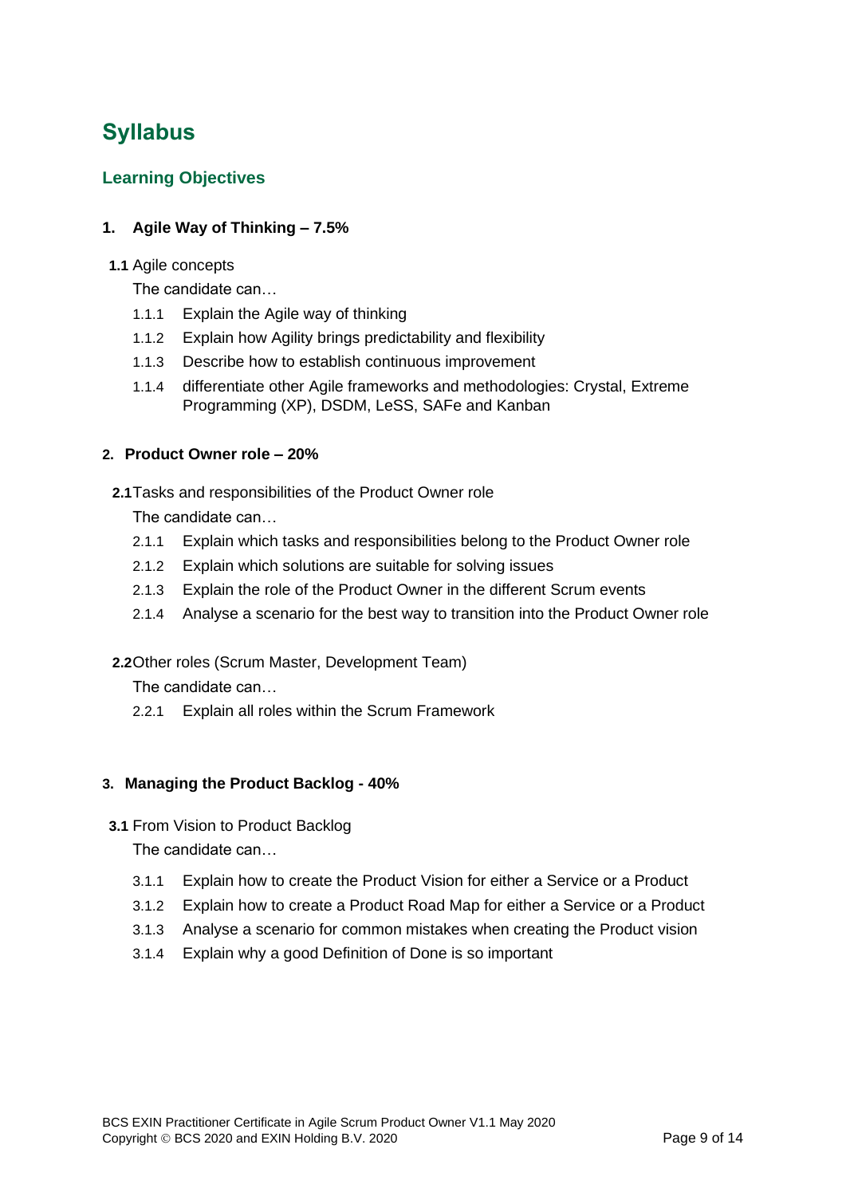# Syllabus

## Learning Objectives

### 1. Agile Way of Thinking – 7.5%

**1.1** Agile concepts

The candidate can…

- 1.1.1 Explain the Agile way of thinking
- 1.1.2 Explain how Agility brings predictability and flexibility
- 1.1.3 Describe how to establish continuous improvement
- 1.1.4 differentiate other Agile frameworks and methodologies: Crystal, Extreme Programming (XP), DSDM, LeSS, SAFe and Kanban

### 2. Product Owner role – 20%

**2.1** Tasks and responsibilities of the Product Owner role

The candidate can…

- 2.1.1 Explain which tasks and responsibilities belong to the Product Owner role
- 2.1.2 Explain which solutions are suitable for solving issues
- 2.1.3 Explain the role of the Product Owner in the different Scrum events
- 2.1.4 Analyse a scenario for the best way to transition into the Product Owner role

**2.2** Other roles (Scrum Master, Development Team)

The candidate can…

- 2.2.1 Explain all roles within the Scrum Framework

### 3. Managing the Product Backlog - 40%

**3.1** From Vision to Product Backlog

The candidate can…

- 3.1.1 Explain how to create the Product Vision for either a Service or a Product
- 3.1.2 Explain how to create a Product Road Map for either a Service or a Product
- 3.1.3 Analyse a scenario for common mistakes when creating the Product vision
- 3.1.4 Explain why a good Definition of Done is so important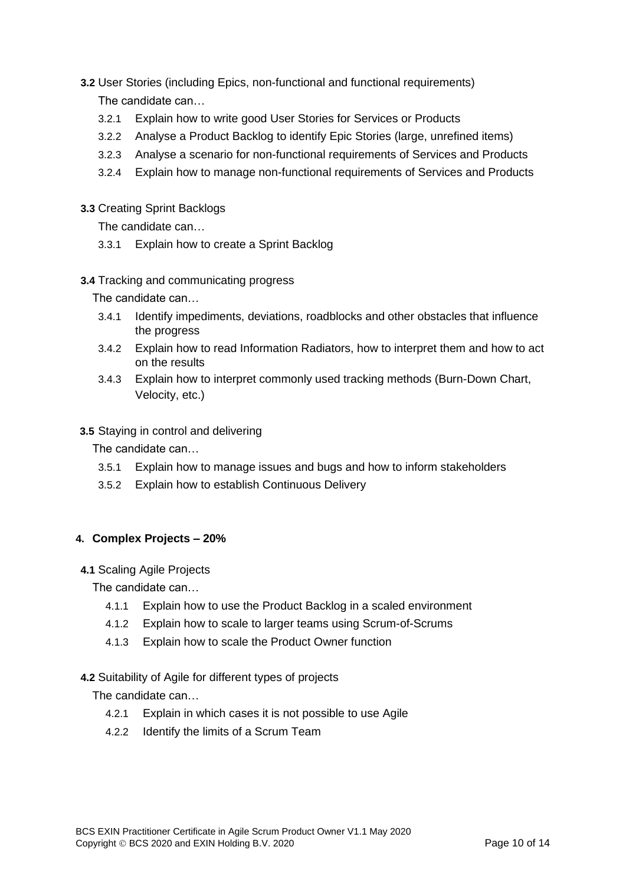**3.2** User Stories (including Epics, non-functional and functional requirements)

The candidate can…

- 3.2.1 Explain how to write good User Stories for Services or Products
- 3.2.2 Analyse a Product Backlog to identify Epic Stories (large, unrefined items)
- 3.2.3 Analyse a scenario for non-functional requirements of Services and Products
- 3.2.4 Explain how to manage non-functional requirements of Services and Products

**3.3** Creating Sprint Backlogs

The candidate can…

- 3.3.1 Explain how to create a Sprint Backlog

**3.4** Tracking and communicating progress

The candidate can…

- 3.4.1 Identify impediments, deviations, roadblocks and other obstacles that influence the progress
- 3.4.2 Explain how to read Information Radiators, how to interpret them and how to act on the results
- 3.4.3 Explain how to interpret commonly used tracking methods (Burn-Down Chart, Velocity, etc.)

**3.5** Staying in control and delivering

The candidate can…

- 3.5.1 Explain how to manage issues and bugs and how to inform stakeholders
- 3.5.2 Explain how to establish Continuous Delivery

## 4. Complex Projects – 20%

**4.1** Scaling Agile Projects

The candidate can…

- 4.1.1 Explain how to use the Product Backlog in a scaled environment
- 4.1.2 Explain how to scale to larger teams using Scrum-of-Scrums
- 4.1.3 Explain how to scale the Product Owner function

**4.2** Suitability of Agile for different types of projects

The candidate can…

- 4.2.1 Explain in which cases it is not possible to use Agile
- 4.2.2 Identify the limits of a Scrum Team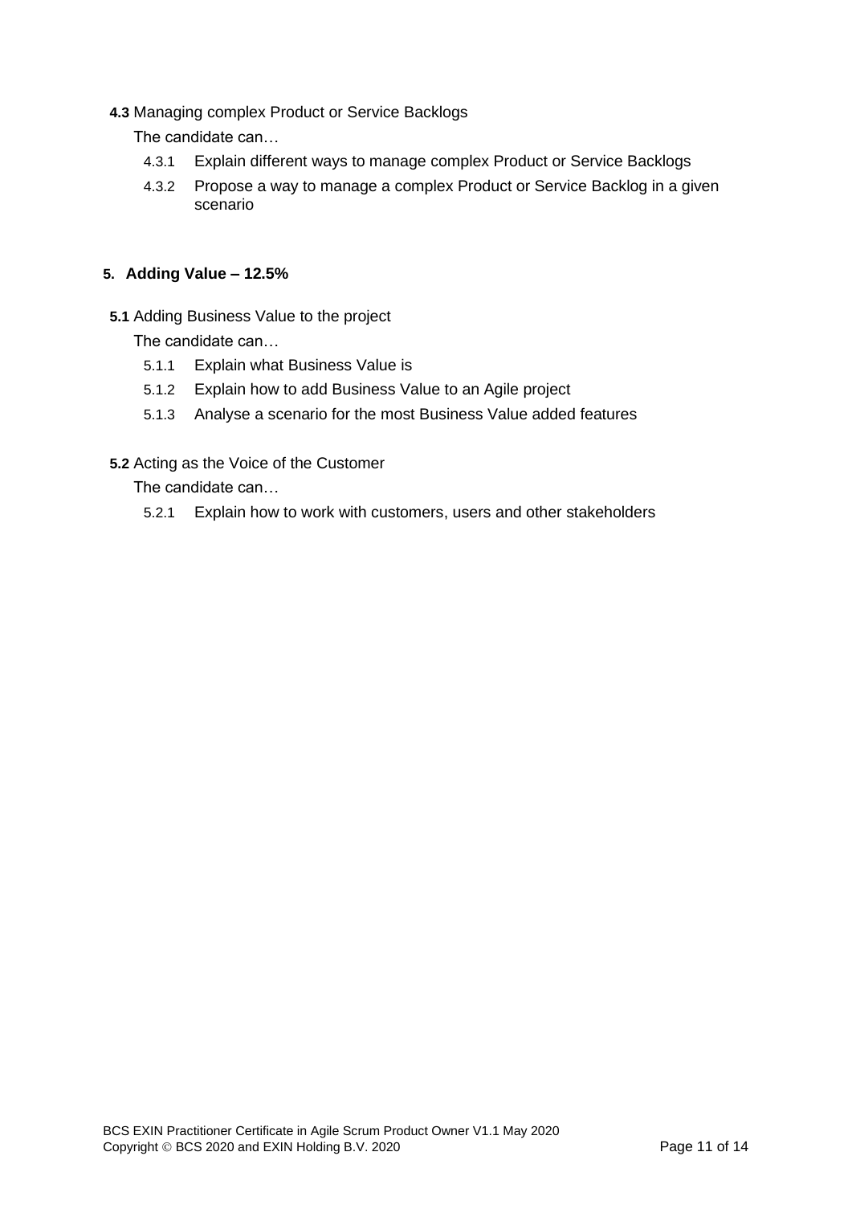**4.3** Managing complex Product or Service Backlogs

The candidate can…

- 4.3.1 Explain different ways to manage complex Product or Service Backlogs
- 4.3.2 Propose a way to manage a complex Product or Service Backlog in a given scenario

## 5. Adding Value – 12.5%

**5.1** Adding Business Value to the project

The candidate can…

- 5.1.1 Explain what Business Value is
- 5.1.2 Explain how to add Business Value to an Agile project
- 5.1.3 Analyse a scenario for the most Business Value added features

**5.2** Acting as the Voice of the Customer

The candidate can…

- 5.2.1 Explain how to work with customers, users and other stakeholders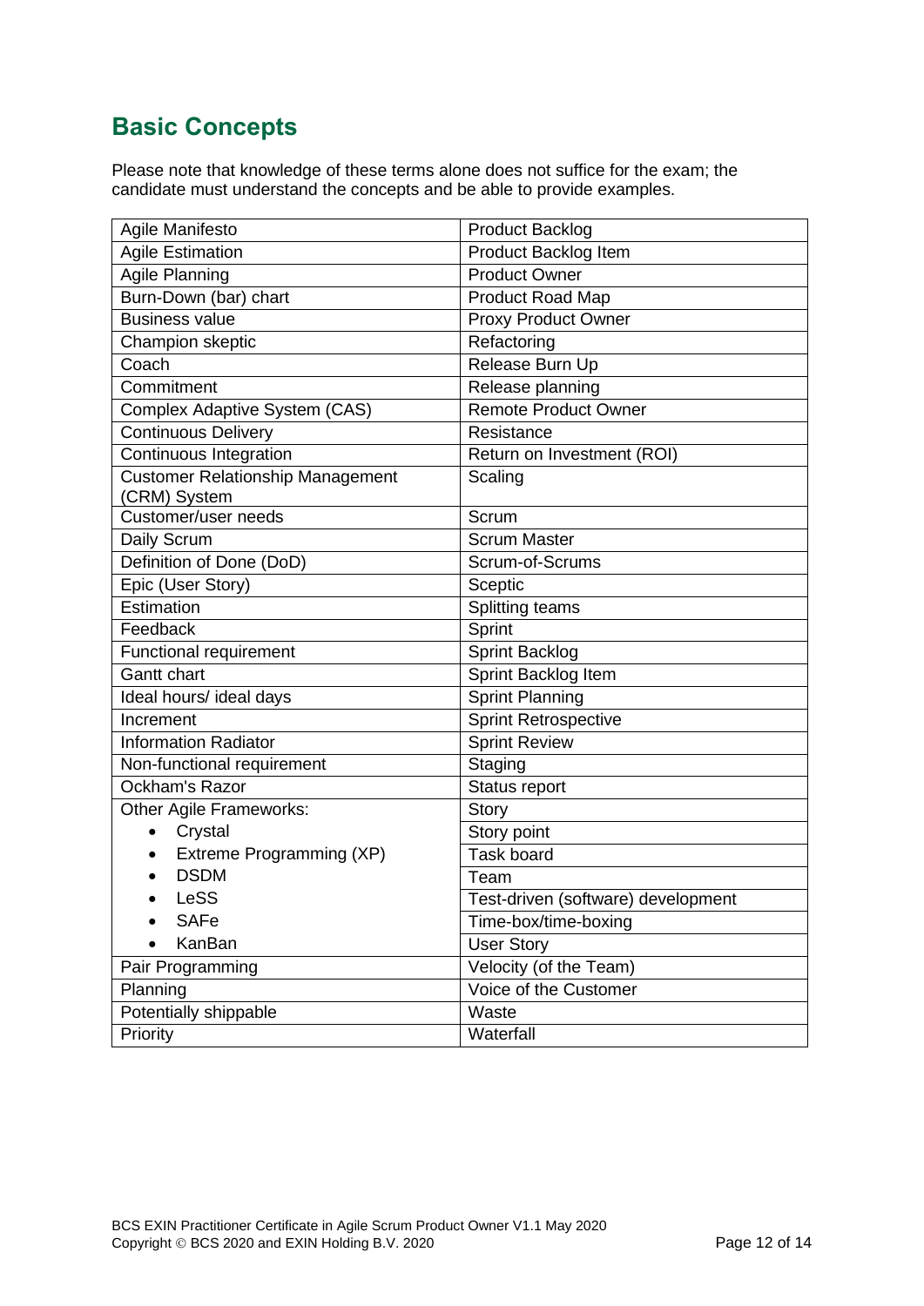## Basic Concepts

Please note that knowledge of these terms alone does not suffice for the exam; the candidate must understand the concepts and be able to provide examples.

| | |
|---|---|
| Agile Manifesto | Product Backlog |
| Agile Estimation | Product Backlog Item |
| Agile Planning | Product Owner |
| Burn-Down (bar) chart | Product Road Map |
| Business value | Proxy Product Owner |
| Champion skeptic | Refactoring |
| Coach | Release Burn Up |
| Commitment | Release planning |
| Complex Adaptive System (CAS) | Remote Product Owner |
| Continuous Delivery | Resistance |
| Continuous Integration | Return on Investment (ROI) |
| Customer Relationship Management (CRM) System | Scaling |
| Customer/user needs | Scrum |
| Daily Scrum | Scrum Master |
| Definition of Done (DoD) | Scrum-of-Scrums |
| Epic (User Story) | Sceptic |
| Estimation | Splitting teams |
| Feedback | Sprint |
| Functional requirement | Sprint Backlog |
| Gantt chart | Sprint Backlog Item |
| Ideal hours/ ideal days | Sprint Planning |
| Increment | Sprint Retrospective |
| Information Radiator | Sprint Review |
| Non-functional requirement | Staging |
| Ockham's Razor | Status report |
| Other Agile Frameworks: | Story |
| • Crystal | Story point |
| • Extreme Programming (XP) | Task board |
| • DSDM | Team |
| • LeSS | Test-driven (software) development |
| • SAFe | Time-box/time-boxing |
| • KanBan | User Story |
| Pair Programming | Velocity (of the Team) |
| Planning | Voice of the Customer |
| Potentially shippable | Waste |
| Priority | Waterfall |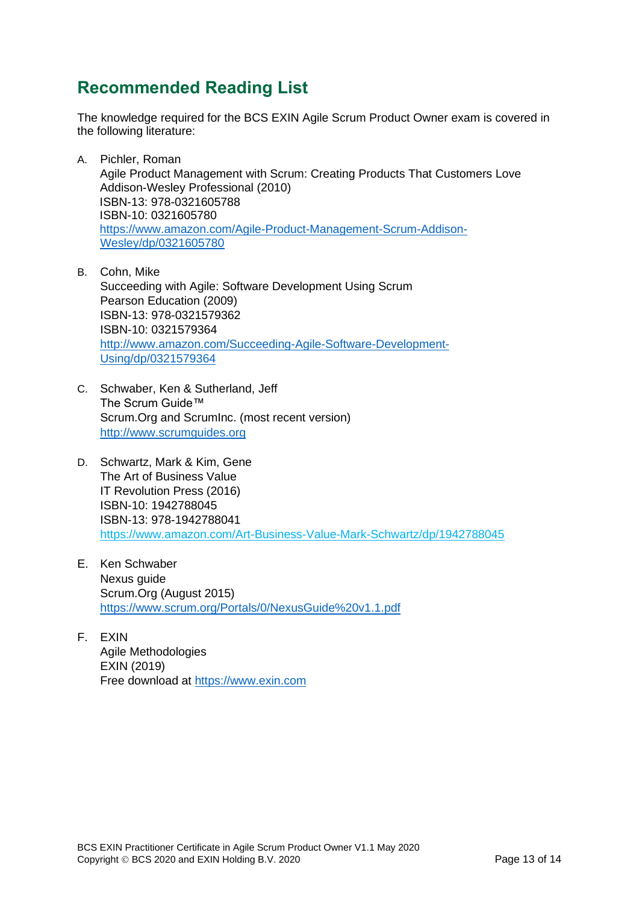## Recommended Reading List

The knowledge required for the BCS EXIN Agile Scrum Product Owner exam is covered in the following literature:

A. Pichler, Roman  
Agile Product Management with Scrum: Creating Products That Customers Love  
Addison-Wesley Professional (2010)  
ISBN-13: 978-0321605788  
ISBN-10: 0321605780  
https://www.amazon.com/Agile-Product-Management-Scrum-Addison-Wesley/dp/0321605780

B. Cohn, Mike  
Succeeding with Agile: Software Development Using Scrum  
Pearson Education (2009)  
ISBN-13: 978-0321579362  
ISBN-10: 0321579364  
http://www.amazon.com/Succeeding-Agile-Software-Development-Using/dp/0321579364

C. Schwaber, Ken & Sutherland, Jeff  
The Scrum Guide™  
Scrum.Org and ScrumInc. (most recent version)  
http://www.scrumguides.org

D. Schwartz, Mark & Kim, Gene  
The Art of Business Value  
IT Revolution Press (2016)  
ISBN-10: 1942788045  
ISBN-13: 978-1942788041  
https://www.amazon.com/Art-Business-Value-Mark-Schwartz/dp/1942788045

E. Ken Schwaber  
Nexus guide  
Scrum.Org (August 2015)  
https://www.scrum.org/Portals/0/NexusGuide%20v1.1.pdf

F. EXIN  
Agile Methodologies  
EXIN (2019)  
Free download at https://www.exin.com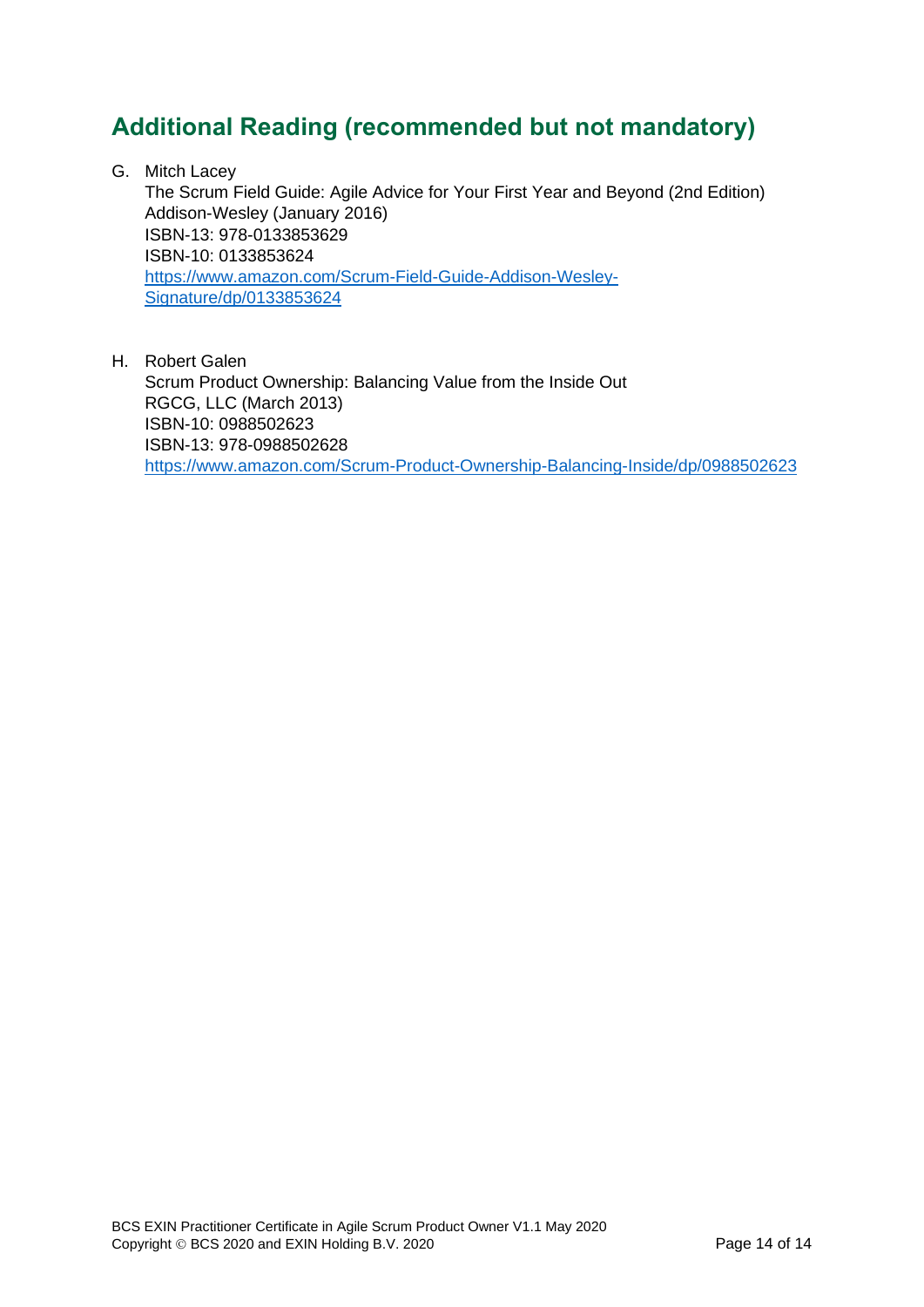## Additional Reading (recommended but not mandatory)

G. Mitch Lacey
   The Scrum Field Guide: Agile Advice for Your First Year and Beyond (2nd Edition)
   Addison-Wesley (January 2016)
   ISBN-13: 978-0133853629
   ISBN-10: 0133853624
   https://www.amazon.com/Scrum-Field-Guide-Addison-Wesley-Signature/dp/0133853624

H. Robert Galen
   Scrum Product Ownership: Balancing Value from the Inside Out
   RGCG, LLC (March 2013)
   ISBN-10: 0988502623
   ISBN-13: 978-0988502628
   https://www.amazon.com/Scrum-Product-Ownership-Balancing-Inside/dp/0988502623